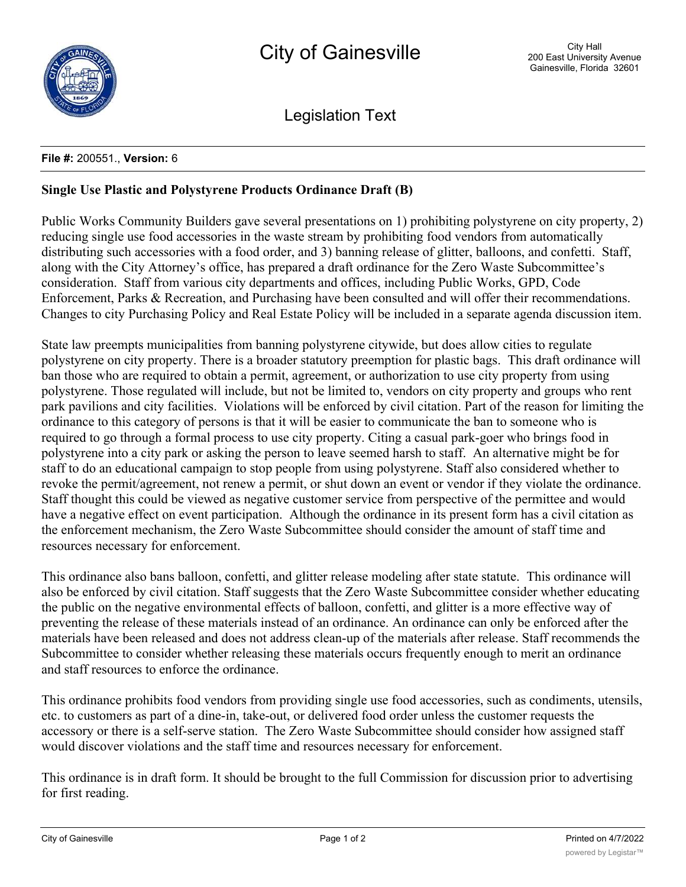# City of Gainesville

City Hall
200 East University Avenue
Gainesville, Florida 32601

## Legislation Text

**File #:** 200551., **Version:** 6

### Single Use Plastic and Polystyrene Products Ordinance Draft (B)

Public Works Community Builders gave several presentations on 1) prohibiting polystyrene on city property, 2) reducing single use food accessories in the waste stream by prohibiting food vendors from automatically distributing such accessories with a food order, and 3) banning release of glitter, balloons, and confetti. Staff, along with the City Attorney's office, has prepared a draft ordinance for the Zero Waste Subcommittee's consideration. Staff from various city departments and offices, including Public Works, GPD, Code Enforcement, Parks & Recreation, and Purchasing have been consulted and will offer their recommendations. Changes to city Purchasing Policy and Real Estate Policy will be included in a separate agenda discussion item.

State law preempts municipalities from banning polystyrene citywide, but does allow cities to regulate polystyrene on city property. There is a broader statutory preemption for plastic bags. This draft ordinance will ban those who are required to obtain a permit, agreement, or authorization to use city property from using polystyrene. Those regulated will include, but not be limited to, vendors on city property and groups who rent park pavilions and city facilities. Violations will be enforced by civil citation. Part of the reason for limiting the ordinance to this category of persons is that it will be easier to communicate the ban to someone who is required to go through a formal process to use city property. Citing a casual park-goer who brings food in polystyrene into a city park or asking the person to leave seemed harsh to staff. An alternative might be for staff to do an educational campaign to stop people from using polystyrene. Staff also considered whether to revoke the permit/agreement, not renew a permit, or shut down an event or vendor if they violate the ordinance. Staff thought this could be viewed as negative customer service from perspective of the permittee and would have a negative effect on event participation. Although the ordinance in its present form has a civil citation as the enforcement mechanism, the Zero Waste Subcommittee should consider the amount of staff time and resources necessary for enforcement.

This ordinance also bans balloon, confetti, and glitter release modeling after state statute. This ordinance will also be enforced by civil citation. Staff suggests that the Zero Waste Subcommittee consider whether educating the public on the negative environmental effects of balloon, confetti, and glitter is a more effective way of preventing the release of these materials instead of an ordinance. An ordinance can only be enforced after the materials have been released and does not address clean-up of the materials after release. Staff recommends the Subcommittee to consider whether releasing these materials occurs frequently enough to merit an ordinance and staff resources to enforce the ordinance.

This ordinance prohibits food vendors from providing single use food accessories, such as condiments, utensils, etc. to customers as part of a dine-in, take-out, or delivered food order unless the customer requests the accessory or there is a self-serve station. The Zero Waste Subcommittee should consider how assigned staff would discover violations and the staff time and resources necessary for enforcement.

This ordinance is in draft form. It should be brought to the full Commission for discussion prior to advertising for first reading.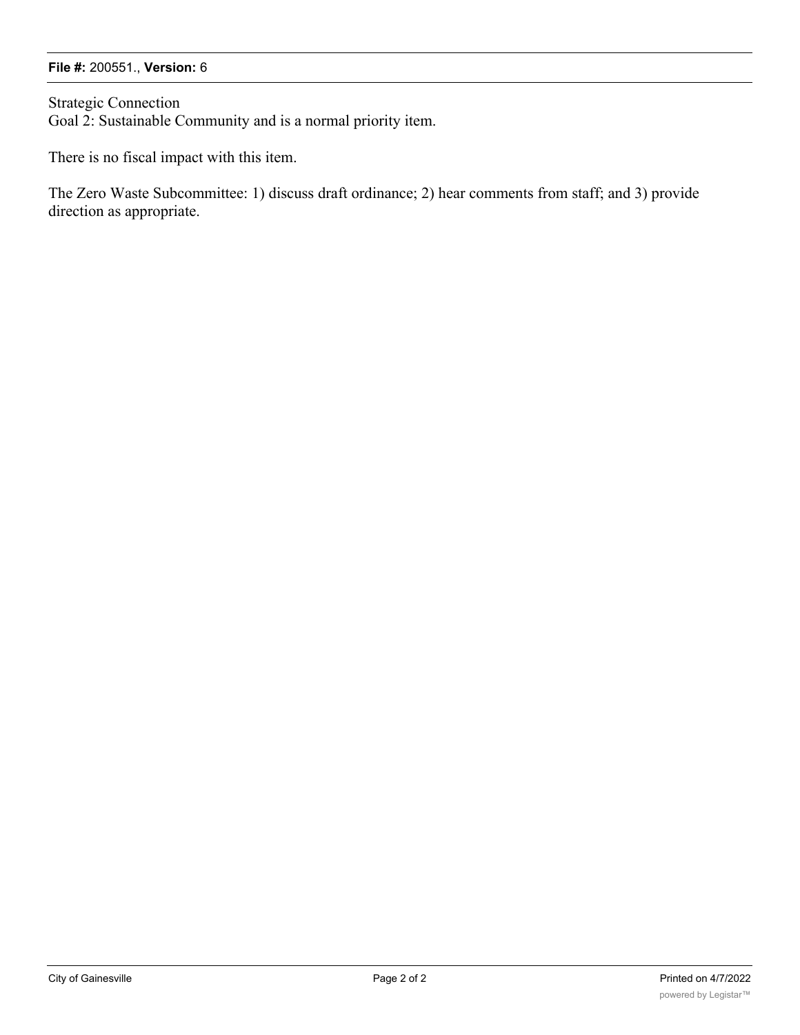Strategic Connection
Goal 2: Sustainable Community and is a normal priority item.

There is no fiscal impact with this item.

The Zero Waste Subcommittee: 1) discuss draft ordinance; 2) hear comments from staff; and 3) provide direction as appropriate.